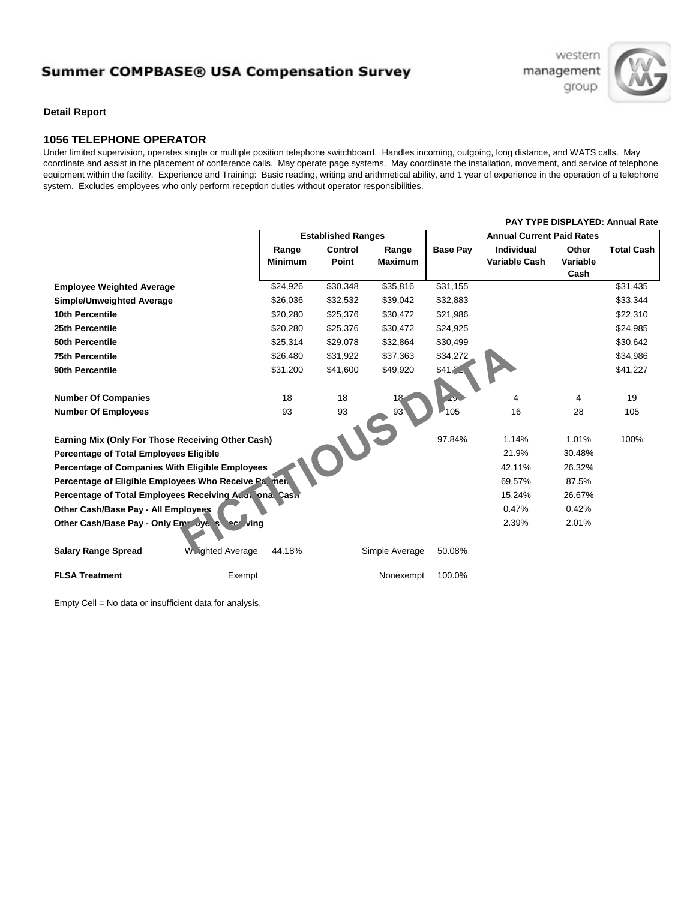# Summer COMPBASE® USA Compensation Survey

**Detail Report**

## 1056 TELEPHONE OPERATOR

Under limited supervision, operates single or multiple position telephone switchboard. Handles incoming, outgoing, long distance, and WATS calls. May coordinate and assist in the placement of conference calls. May operate page systems. May coordinate the installation, movement, and service of telephone equipment within the facility. Experience and Training: Basic reading, writing and arithmetical ability, and 1 year of experience in the operation of a telephone system. Excludes employees who only perform reception duties without operator responsibilities.

**PAY TYPE DISPLAYED: Annual Rate**

| | Established Ranges | | | Annual Current Paid Rates | | | |
|---|---|---|---|---|---|---|---|
| | Range Minimum | Control Point | Range Maximum | Base Pay | Individual Variable Cash | Other Variable Cash | Total Cash |
| **Employee Weighted Average** | $24,926 | $30,348 | $35,816 | $31,155 | | | $31,435 |
| **Simple/Unweighted Average** | $26,036 | $32,532 | $39,042 | $32,883 | | | $33,344 |
| **10th Percentile** | $20,280 | $25,376 | $30,472 | $21,986 | | | $22,310 |
| **25th Percentile** | $20,280 | $25,376 | $30,472 | $24,925 | | | $24,985 |
| **50th Percentile** | $25,314 | $29,078 | $32,864 | $30,499 | | | $30,642 |
| **75th Percentile** | $26,480 | $31,922 | $37,363 | $34,272 | | | $34,986 |
| **90th Percentile** | $31,200 | $41,600 | $49,920 | $41,… | | | $41,227 |
| **Number Of Companies** | 18 | 18 | 18 | 19 | 4 | 4 | 19 |
| **Number Of Employees** | 93 | 93 | 93 | 105 | 16 | 28 | 105 |
| **Earning Mix (Only For Those Receiving Other Cash)** | | | | 97.84% | 1.14% | 1.01% | 100% |
| **Percentage of Total Employees Eligible** | | | | | 21.9% | 30.48% | |
| **Percentage of Companies With Eligible Employees** | | | | | 42.11% | 26.32% | |
| **Percentage of Eligible Employees Who Receive Payment** | | | | | 69.57% | 87.5% | |
| **Percentage of Total Employees Receiving Additional Cash** | | | | | 15.24% | 26.67% | |
| **Other Cash/Base Pay - All Employees** | | | | | 0.47% | 0.42% | |
| **Other Cash/Base Pay - Only Employees Receiving** | | | | | 2.39% | 2.01% | |

| | | | | |
|---|---|---|---|---|
| **Salary Range Spread** | Weighted Average | 44.18% | Simple Average | 50.08% |
| **FLSA Treatment** | Exempt | | Nonexempt | 100.0% |

Empty Cell = No data or insufficient data for analysis.

FICTITIOUS DATA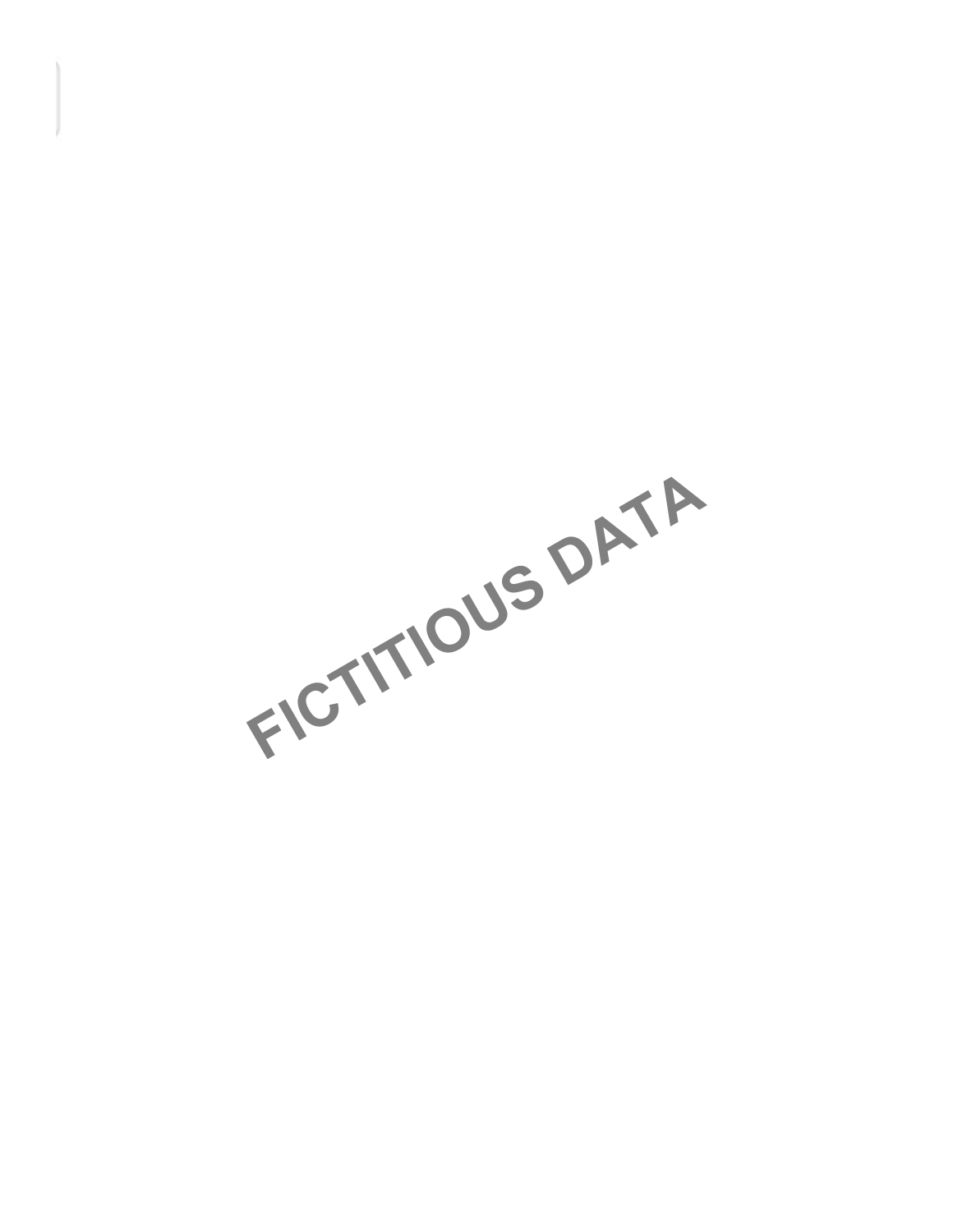FICTITIOUS DATA